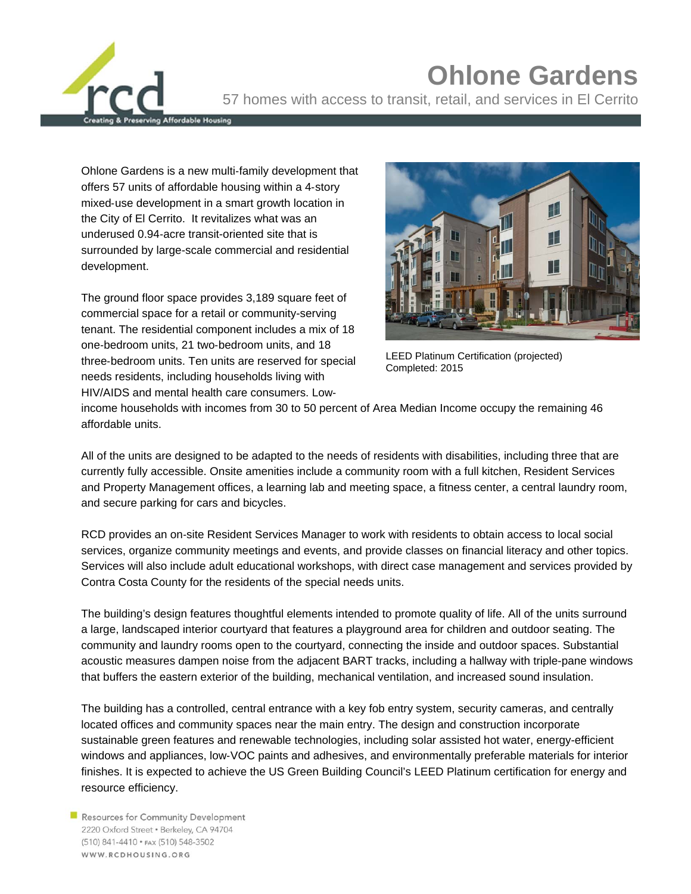# Ohlone Gardens

57 homes with access to transit, retail, and services in El Cerrito

Ohlone Gardens is a new multi-family development that offers 57 units of affordable housing within a 4-story mixed-use development in a smart growth location in the City of El Cerrito. It revitalizes what was an underused 0.94-acre transit-oriented site that is surrounded by large-scale commercial and residential development.

LEED Platinum Certification (projected)
Completed: 2015

The ground floor space provides 3,189 square feet of commercial space for a retail or community-serving tenant. The residential component includes a mix of 18 one-bedroom units, 21 two-bedroom units, and 18 three-bedroom units. Ten units are reserved for special needs residents, including households living with HIV/AIDS and mental health care consumers. Low-income households with incomes from 30 to 50 percent of Area Median Income occupy the remaining 46 affordable units.

All of the units are designed to be adapted to the needs of residents with disabilities, including three that are currently fully accessible. Onsite amenities include a community room with a full kitchen, Resident Services and Property Management offices, a learning lab and meeting space, a fitness center, a central laundry room, and secure parking for cars and bicycles.

RCD provides an on-site Resident Services Manager to work with residents to obtain access to local social services, organize community meetings and events, and provide classes on financial literacy and other topics. Services will also include adult educational workshops, with direct case management and services provided by Contra Costa County for the residents of the special needs units.

The building's design features thoughtful elements intended to promote quality of life. All of the units surround a large, landscaped interior courtyard that features a playground area for children and outdoor seating. The community and laundry rooms open to the courtyard, connecting the inside and outdoor spaces. Substantial acoustic measures dampen noise from the adjacent BART tracks, including a hallway with triple-pane windows that buffers the eastern exterior of the building, mechanical ventilation, and increased sound insulation.

The building has a controlled, central entrance with a key fob entry system, security cameras, and centrally located offices and community spaces near the main entry. The design and construction incorporate sustainable green features and renewable technologies, including solar assisted hot water, energy-efficient windows and appliances, low-VOC paints and adhesives, and environmentally preferable materials for interior finishes. It is expected to achieve the US Green Building Council's LEED Platinum certification for energy and resource efficiency.

Resources for Community Development
2220 Oxford Street • Berkeley, CA 94704
(510) 841-4410 • FAX (510) 548-3502
WWW.RCDHOUSING.ORG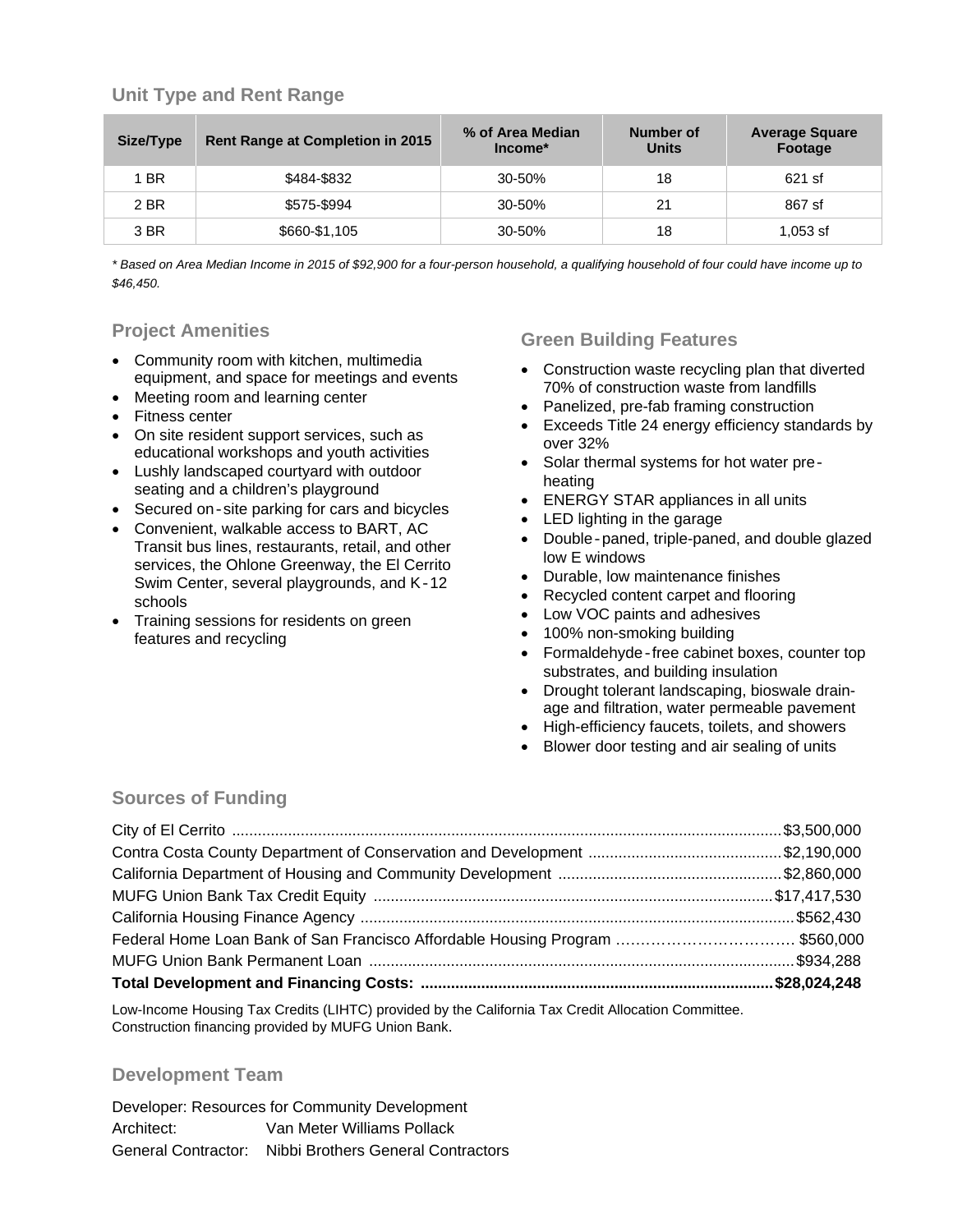## Unit Type and Rent Range

| Size/Type | Rent Range at Completion in 2015 | % of Area Median Income* | Number of Units | Average Square Footage |
|---|---|---|---|---|
| 1 BR | $484-$832 | 30-50% | 18 | 621 sf |
| 2 BR | $575-$994 | 30-50% | 21 | 867 sf |
| 3 BR | $660-$1,105 | 30-50% | 18 | 1,053 sf |

*\* Based on Area Median Income in 2015 of $92,900 for a four-person household, a qualifying household of four could have income up to $46,450.*

## Project Amenities

- Community room with kitchen, multimedia equipment, and space for meetings and events
- Meeting room and learning center
- Fitness center
- On site resident support services, such as educational workshops and youth activities
- Lushly landscaped courtyard with outdoor seating and a children's playground
- Secured on-site parking for cars and bicycles
- Convenient, walkable access to BART, AC Transit bus lines, restaurants, retail, and other services, the Ohlone Greenway, the El Cerrito Swim Center, several playgrounds, and K-12 schools
- Training sessions for residents on green features and recycling

## Green Building Features

- Construction waste recycling plan that diverted 70% of construction waste from landfills
- Panelized, pre-fab framing construction
- Exceeds Title 24 energy efficiency standards by over 32%
- Solar thermal systems for hot water pre-heating
- ENERGY STAR appliances in all units
- LED lighting in the garage
- Double-paned, triple-paned, and double glazed low E windows
- Durable, low maintenance finishes
- Recycled content carpet and flooring
- Low VOC paints and adhesives
- 100% non-smoking building
- Formaldehyde-free cabinet boxes, counter top substrates, and building insulation
- Drought tolerant landscaping, bioswale drainage and filtration, water permeable pavement
- High-efficiency faucets, toilets, and showers
- Blower door testing and air sealing of units

## Sources of Funding

City of El Cerrito ............ $3,500,000
Contra Costa County Department of Conservation and Development ............ $2,190,000
California Department of Housing and Community Development ............ $2,860,000
MUFG Union Bank Tax Credit Equity ............ $17,417,530
California Housing Finance Agency ............ $562,430
Federal Home Loan Bank of San Francisco Affordable Housing Program ............ $560,000
MUFG Union Bank Permanent Loan ............ $934,288
**Total Development and Financing Costs: ............ $28,024,248**

Low-Income Housing Tax Credits (LIHTC) provided by the California Tax Credit Allocation Committee.
Construction financing provided by MUFG Union Bank.

## Development Team

Developer: Resources for Community Development
Architect: Van Meter Williams Pollack
General Contractor: Nibbi Brothers General Contractors